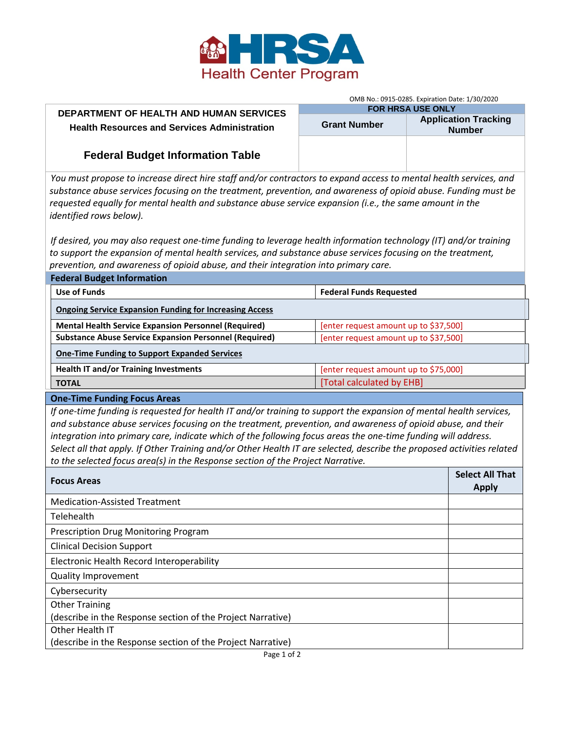HRSA Health Center Program

OMB No.: 0915-0285. Expiration Date: 1/30/2020

| DEPARTMENT OF HEALTH AND HUMAN SERVICES<br>Health Resources and Services Administration<br><br>**Federal Budget Information Table** | FOR HRSA USE ONLY | |
|---|---|---|
| | **Grant Number** | **Application Tracking Number** |
| | | |

*You must propose to increase direct hire staff and/or contractors to expand access to mental health services, and substance abuse services focusing on the treatment, prevention, and awareness of opioid abuse. Funding must be requested equally for mental health and substance abuse service expansion (i.e., the same amount in the identified rows below).*

*If desired, you may also request one-time funding to leverage health information technology (IT) and/or training to support the expansion of mental health services, and substance abuse services focusing on the treatment, prevention, and awareness of opioid abuse, and their integration into primary care.*

## Federal Budget Information

| Use of Funds | Federal Funds Requested |
|---|---|
| **Ongoing Service Expansion Funding for Increasing Access** | |
| **Mental Health Service Expansion Personnel (Required)** | [enter request amount up to $37,500] |
| **Substance Abuse Service Expansion Personnel (Required)** | [enter request amount up to $37,500] |
| **One-Time Funding to Support Expanded Services** | |
| **Health IT and/or Training Investments** | [enter request amount up to $75,000] |
| **TOTAL** | [Total calculated by EHB] |

## One-Time Funding Focus Areas

*If one-time funding is requested for health IT and/or training to support the expansion of mental health services, and substance abuse services focusing on the treatment, prevention, and awareness of opioid abuse, and their integration into primary care, indicate which of the following focus areas the one-time funding will address. Select all that apply. If Other Training and/or Other Health IT are selected, describe the proposed activities related to the selected focus area(s) in the Response section of the Project Narrative.*

| Focus Areas | Select All That Apply |
|---|---|
| Medication-Assisted Treatment | |
| Telehealth | |
| Prescription Drug Monitoring Program | |
| Clinical Decision Support | |
| Electronic Health Record Interoperability | |
| Quality Improvement | |
| Cybersecurity | |
| Other Training<br>(describe in the Response section of the Project Narrative) | |
| Other Health IT<br>(describe in the Response section of the Project Narrative) | |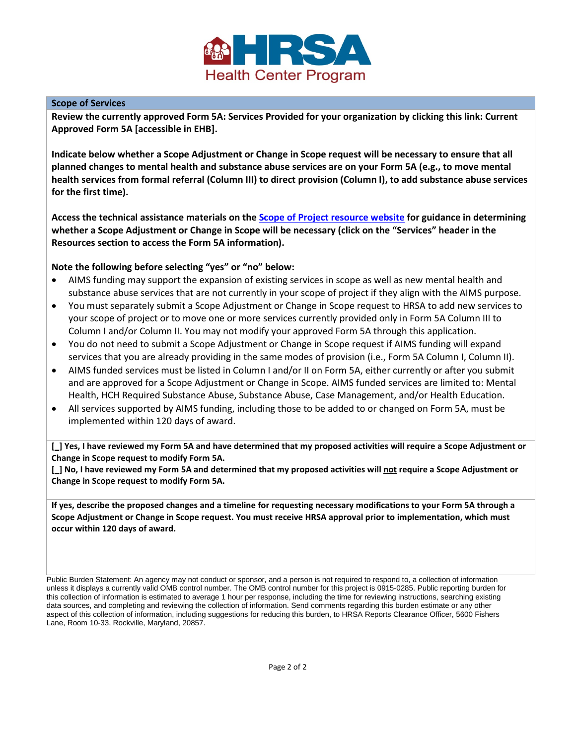HRSA Health Center Program

## Scope of Services

**Review the currently approved Form 5A: Services Provided for your organization by clicking this link: Current Approved Form 5A [accessible in EHB].**

**Indicate below whether a Scope Adjustment or Change in Scope request will be necessary to ensure that all planned changes to mental health and substance abuse services are on your Form 5A (e.g., to move mental health services from formal referral (Column III) to direct provision (Column I), to add substance abuse services for the first time).**

**Access the technical assistance materials on the [Scope of Project resource website](#) for guidance in determining whether a Scope Adjustment or Change in Scope will be necessary (click on the "Services" header in the Resources section to access the Form 5A information).**

**Note the following before selecting "yes" or "no" below:**

- AIMS funding may support the expansion of existing services in scope as well as new mental health and substance abuse services that are not currently in your scope of project if they align with the AIMS purpose.
- You must separately submit a Scope Adjustment or Change in Scope request to HRSA to add new services to your scope of project or to move one or more services currently provided only in Form 5A Column III to Column I and/or Column II. You may not modify your approved Form 5A through this application.
- You do not need to submit a Scope Adjustment or Change in Scope request if AIMS funding will expand services that you are already providing in the same modes of provision (i.e., Form 5A Column I, Column II).
- AIMS funded services must be listed in Column I and/or II on Form 5A, either currently or after you submit and are approved for a Scope Adjustment or Change in Scope. AIMS funded services are limited to: Mental Health, HCH Required Substance Abuse, Substance Abuse, Case Management, and/or Health Education.
- All services supported by AIMS funding, including those to be added to or changed on Form 5A, must be implemented within 120 days of award.

**[_] Yes, I have reviewed my Form 5A and have determined that my proposed activities will require a Scope Adjustment or Change in Scope request to modify Form 5A.**
**[_] No, I have reviewed my Form 5A and determined that my proposed activities will <u>not</u> require a Scope Adjustment or Change in Scope request to modify Form 5A.**

**If yes, describe the proposed changes and a timeline for requesting necessary modifications to your Form 5A through a Scope Adjustment or Change in Scope request. You must receive HRSA approval prior to implementation, which must occur within 120 days of award.**

Public Burden Statement: An agency may not conduct or sponsor, and a person is not required to respond to, a collection of information unless it displays a currently valid OMB control number. The OMB control number for this project is 0915-0285. Public reporting burden for this collection of information is estimated to average 1 hour per response, including the time for reviewing instructions, searching existing data sources, and completing and reviewing the collection of information. Send comments regarding this burden estimate or any other aspect of this collection of information, including suggestions for reducing this burden, to HRSA Reports Clearance Officer, 5600 Fishers Lane, Room 10-33, Rockville, Maryland, 20857.